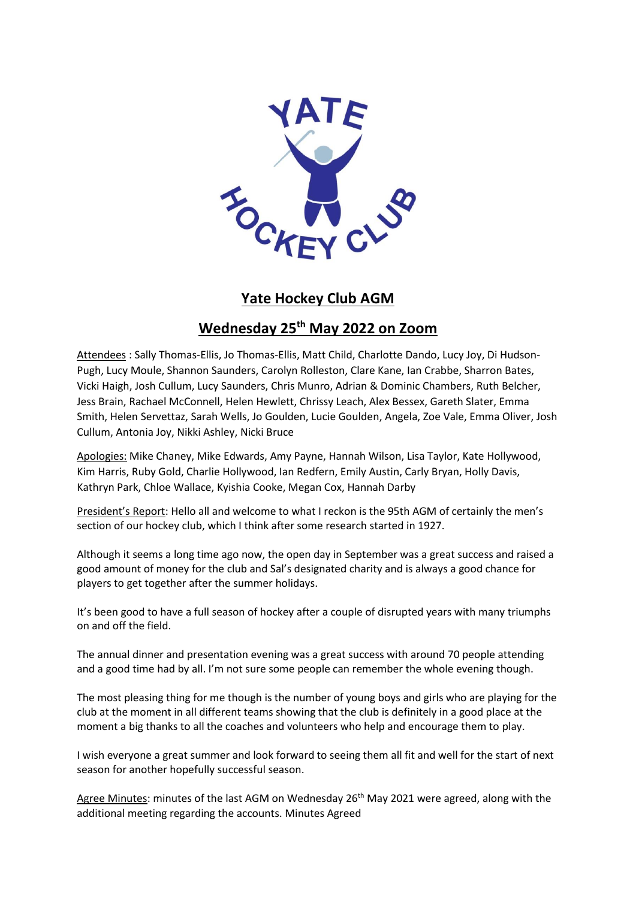# Yate Hockey Club AGM

## Wednesday 25th May 2022 on Zoom

Attendees : Sally Thomas-Ellis, Jo Thomas-Ellis, Matt Child, Charlotte Dando, Lucy Joy, Di Hudson-Pugh, Lucy Moule, Shannon Saunders, Carolyn Rolleston, Clare Kane, Ian Crabbe, Sharron Bates, Vicki Haigh, Josh Cullum, Lucy Saunders, Chris Munro, Adrian & Dominic Chambers, Ruth Belcher, Jess Brain, Rachael McConnell, Helen Hewlett, Chrissy Leach, Alex Bessex, Gareth Slater, Emma Smith, Helen Servettaz, Sarah Wells, Jo Goulden, Lucie Goulden, Angela, Zoe Vale, Emma Oliver, Josh Cullum, Antonia Joy, Nikki Ashley, Nicki Bruce

Apologies: Mike Chaney, Mike Edwards, Amy Payne, Hannah Wilson, Lisa Taylor, Kate Hollywood, Kim Harris, Ruby Gold, Charlie Hollywood, Ian Redfern, Emily Austin, Carly Bryan, Holly Davis, Kathryn Park, Chloe Wallace, Kyishia Cooke, Megan Cox, Hannah Darby

President's Report: Hello all and welcome to what I reckon is the 95th AGM of certainly the men's section of our hockey club, which I think after some research started in 1927.

Although it seems a long time ago now, the open day in September was a great success and raised a good amount of money for the club and Sal's designated charity and is always a good chance for players to get together after the summer holidays.

It's been good to have a full season of hockey after a couple of disrupted years with many triumphs on and off the field.

The annual dinner and presentation evening was a great success with around 70 people attending and a good time had by all. I'm not sure some people can remember the whole evening though.

The most pleasing thing for me though is the number of young boys and girls who are playing for the club at the moment in all different teams showing that the club is definitely in a good place at the moment a big thanks to all the coaches and volunteers who help and encourage them to play.

I wish everyone a great summer and look forward to seeing them all fit and well for the start of next season for another hopefully successful season.

Agree Minutes: minutes of the last AGM on Wednesday 26th May 2021 were agreed, along with the additional meeting regarding the accounts. Minutes Agreed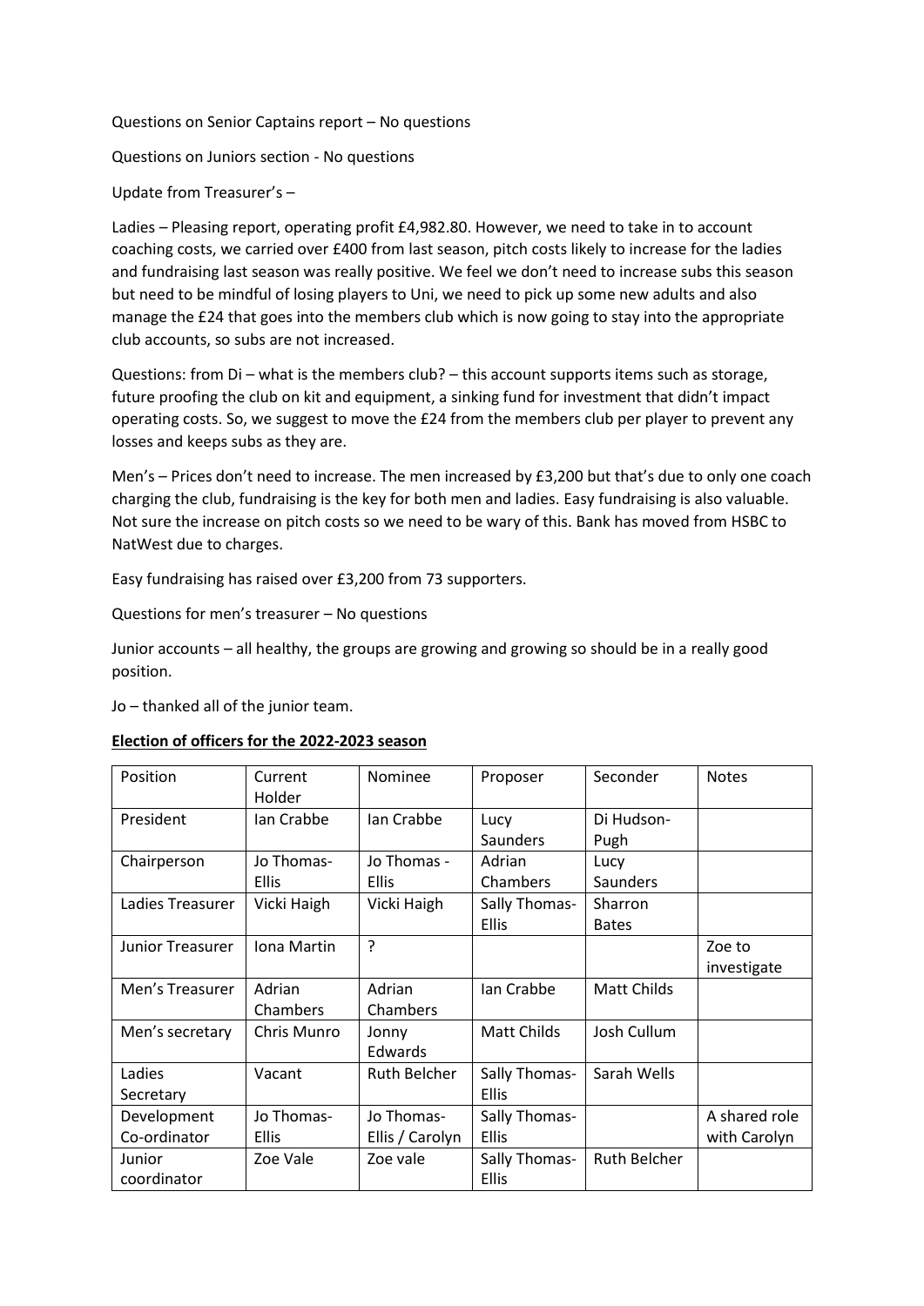Questions on Senior Captains report – No questions

Questions on Juniors section - No questions

Update from Treasurer's –

Ladies – Pleasing report, operating profit £4,982.80. However, we need to take in to account coaching costs, we carried over £400 from last season, pitch costs likely to increase for the ladies and fundraising last season was really positive. We feel we don't need to increase subs this season but need to be mindful of losing players to Uni, we need to pick up some new adults and also manage the £24 that goes into the members club which is now going to stay into the appropriate club accounts, so subs are not increased.

Questions: from Di – what is the members club? – this account supports items such as storage, future proofing the club on kit and equipment, a sinking fund for investment that didn't impact operating costs. So, we suggest to move the £24 from the members club per player to prevent any losses and keeps subs as they are.

Men's – Prices don't need to increase. The men increased by £3,200 but that's due to only one coach charging the club, fundraising is the key for both men and ladies. Easy fundraising is also valuable. Not sure the increase on pitch costs so we need to be wary of this. Bank has moved from HSBC to NatWest due to charges.

Easy fundraising has raised over £3,200 from 73 supporters.

Questions for men's treasurer – No questions

Junior accounts – all healthy, the groups are growing and growing so should be in a really good position.

Jo – thanked all of the junior team.

**Election of officers for the 2022-2023 season**

| Position | Current Holder | Nominee | Proposer | Seconder | Notes |
|---|---|---|---|---|---|
| President | Ian Crabbe | Ian Crabbe | Lucy Saunders | Di Hudson-Pugh | |
| Chairperson | Jo Thomas-Ellis | Jo Thomas - Ellis | Adrian Chambers | Lucy Saunders | |
| Ladies Treasurer | Vicki Haigh | Vicki Haigh | Sally Thomas-Ellis | Sharron Bates | |
| Junior Treasurer | Iona Martin | ? | | | Zoe to investigate |
| Men's Treasurer | Adrian Chambers | Adrian Chambers | Ian Crabbe | Matt Childs | |
| Men's secretary | Chris Munro | Jonny Edwards | Matt Childs | Josh Cullum | |
| Ladies Secretary | Vacant | Ruth Belcher | Sally Thomas-Ellis | Sarah Wells | |
| Development Co-ordinator | Jo Thomas-Ellis | Jo Thomas-Ellis / Carolyn | Sally Thomas-Ellis | | A shared role with Carolyn |
| Junior coordinator | Zoe Vale | Zoe vale | Sally Thomas-Ellis | Ruth Belcher | |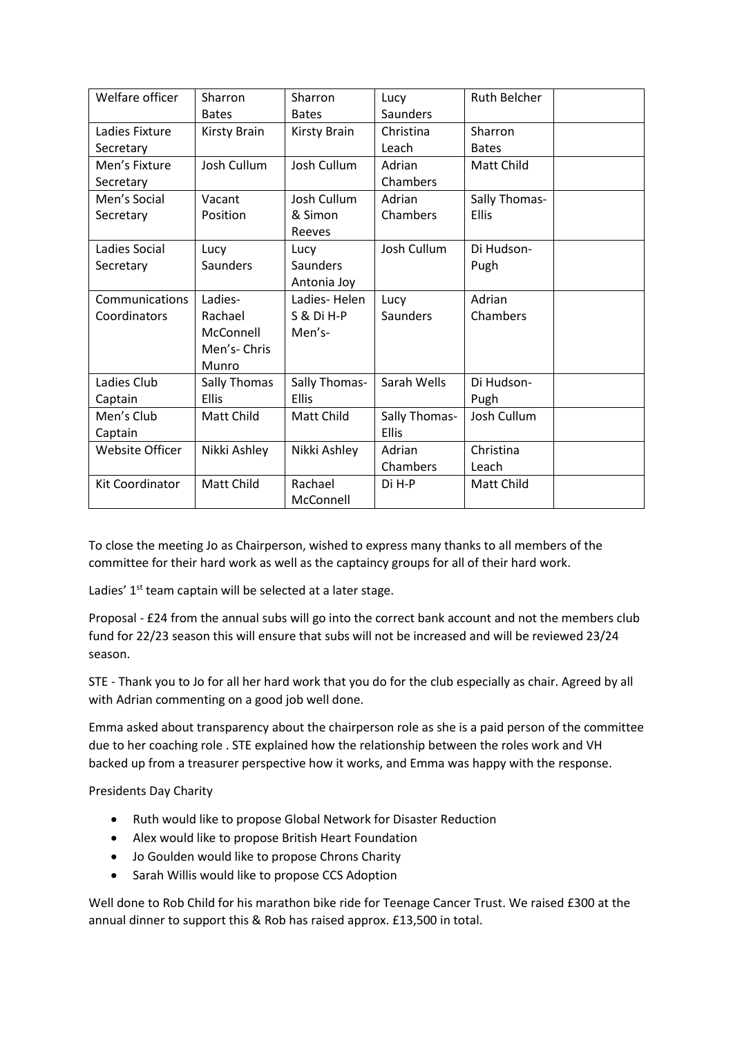| | | | | | |
|---|---|---|---|---|---|
| Welfare officer | Sharron Bates | Sharron Bates | Lucy Saunders | Ruth Belcher | |
| Ladies Fixture Secretary | Kirsty Brain | Kirsty Brain | Christina Leach | Sharron Bates | |
| Men's Fixture Secretary | Josh Cullum | Josh Cullum | Adrian Chambers | Matt Child | |
| Men's Social Secretary | Vacant Position | Josh Cullum & Simon Reeves | Adrian Chambers | Sally Thomas-Ellis | |
| Ladies Social Secretary | Lucy Saunders | Lucy Saunders Antonia Joy | Josh Cullum | Di Hudson-Pugh | |
| Communications Coordinators | Ladies- Rachael McConnell Men's- Chris Munro | Ladies- Helen S & Di H-P Men's- | Lucy Saunders | Adrian Chambers | |
| Ladies Club Captain | Sally Thomas Ellis | Sally Thomas-Ellis | Sarah Wells | Di Hudson-Pugh | |
| Men's Club Captain | Matt Child | Matt Child | Sally Thomas-Ellis | Josh Cullum | |
| Website Officer | Nikki Ashley | Nikki Ashley | Adrian Chambers | Christina Leach | |
| Kit Coordinator | Matt Child | Rachael McConnell | Di H-P | Matt Child | |

To close the meeting Jo as Chairperson, wished to express many thanks to all members of the committee for their hard work as well as the captaincy groups for all of their hard work.

Ladies' 1st team captain will be selected at a later stage.

Proposal - £24 from the annual subs will go into the correct bank account and not the members club fund for 22/23 season this will ensure that subs will not be increased and will be reviewed 23/24 season.

STE - Thank you to Jo for all her hard work that you do for the club especially as chair. Agreed by all with Adrian commenting on a good job well done.

Emma asked about transparency about the chairperson role as she is a paid person of the committee due to her coaching role . STE explained how the relationship between the roles work and VH backed up from a treasurer perspective how it works, and Emma was happy with the response.

Presidents Day Charity

- Ruth would like to propose Global Network for Disaster Reduction
- Alex would like to propose British Heart Foundation
- Jo Goulden would like to propose Chrons Charity
- Sarah Willis would like to propose CCS Adoption

Well done to Rob Child for his marathon bike ride for Teenage Cancer Trust. We raised £300 at the annual dinner to support this & Rob has raised approx. £13,500 in total.